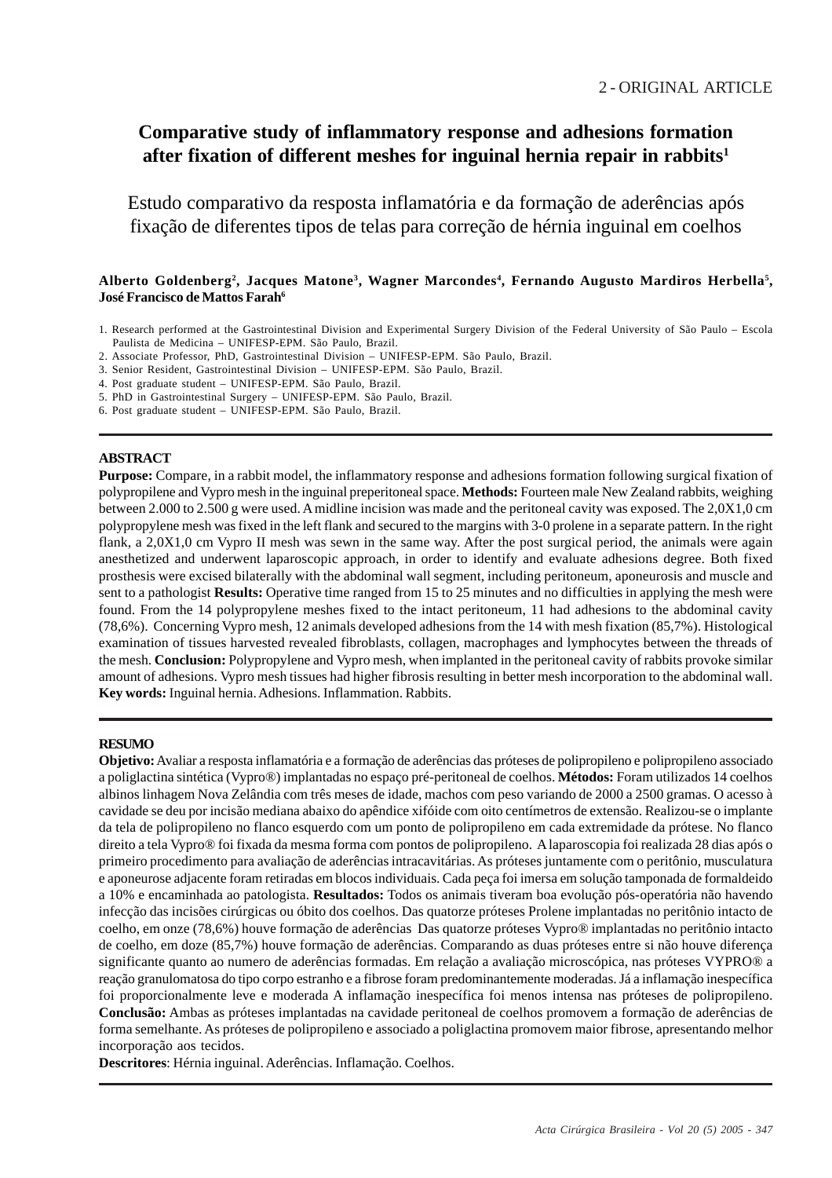2 - ORIGINAL ARTICLE

# Comparative study of inflammatory response and adhesions formation after fixation of different meshes for inguinal hernia repair in rabbits[1]

## Estudo comparativo da resposta inflamatória e da formação de aderências após fixação de diferentes tipos de telas para correção de hérnia inguinal em coelhos

**Alberto Goldenberg[2], Jacques Matone[3], Wagner Marcondes[4], Fernando Augusto Mardiros Herbella[5], José Francisco de Mattos Farah[6]**

1. Research performed at the Gastrointestinal Division and Experimental Surgery Division of the Federal University of São Paulo – Escola Paulista de Medicina – UNIFESP-EPM. São Paulo, Brazil.
2. Associate Professor, PhD, Gastrointestinal Division – UNIFESP-EPM. São Paulo, Brazil.
3. Senior Resident, Gastrointestinal Division – UNIFESP-EPM. São Paulo, Brazil.
4. Post graduate student – UNIFESP-EPM. São Paulo, Brazil.
5. PhD in Gastrointestinal Surgery – UNIFESP-EPM. São Paulo, Brazil.
6. Post graduate student – UNIFESP-EPM. São Paulo, Brazil.

### ABSTRACT

**Purpose:** Compare, in a rabbit model, the inflammatory response and adhesions formation following surgical fixation of polypropilene and Vypro mesh in the inguinal preperitoneal space. **Methods:** Fourteen male New Zealand rabbits, weighing between 2.000 to 2.500 g were used. A midline incision was made and the peritoneal cavity was exposed. The 2,0X1,0 cm polypropylene mesh was fixed in the left flank and secured to the margins with 3-0 prolene in a separate pattern. In the right flank, a 2,0X1,0 cm Vypro II mesh was sewn in the same way. After the post surgical period, the animals were again anesthetized and underwent laparoscopic approach, in order to identify and evaluate adhesions degree. Both fixed prosthesis were excised bilaterally with the abdominal wall segment, including peritoneum, aponeurosis and muscle and sent to a pathologist **Results:** Operative time ranged from 15 to 25 minutes and no difficulties in applying the mesh were found. From the 14 polypropylene meshes fixed to the intact peritoneum, 11 had adhesions to the abdominal cavity (78,6%). Concerning Vypro mesh, 12 animals developed adhesions from the 14 with mesh fixation (85,7%). Histological examination of tissues harvested revealed fibroblasts, collagen, macrophages and lymphocytes between the threads of the mesh. **Conclusion:** Polypropylene and Vypro mesh, when implanted in the peritoneal cavity of rabbits provoke similar amount of adhesions. Vypro mesh tissues had higher fibrosis resulting in better mesh incorporation to the abdominal wall.
**Key words:** Inguinal hernia. Adhesions. Inflammation. Rabbits.

### RESUMO

**Objetivo:** Avaliar a resposta inflamatória e a formação de aderências das próteses de polipropileno e polipropileno associado a poliglactina sintética (Vypro®) implantadas no espaço pré-peritoneal de coelhos. **Métodos:** Foram utilizados 14 coelhos albinos linhagem Nova Zelândia com três meses de idade, machos com peso variando de 2000 a 2500 gramas. O acesso à cavidade se deu por incisão mediana abaixo do apêndice xifóide com oito centímetros de extensão. Realizou-se o implante da tela de polipropileno no flanco esquerdo com um ponto de polipropileno em cada extremidade da prótese. No flanco direito a tela Vypro® foi fixada da mesma forma com pontos de polipropileno. A laparoscopia foi realizada 28 dias após o primeiro procedimento para avaliação de aderências intracavitárias. As próteses juntamente com o peritônio, musculatura e aponeurose adjacente foram retiradas em blocos individuais. Cada peça foi imersa em solução tamponada de formaldeido a 10% e encaminhada ao patologista. **Resultados:** Todos os animais tiveram boa evolução pós-operatória não havendo infecção das incisões cirúrgicas ou óbito dos coelhos. Das quatorze próteses Prolene implantadas no peritônio intacto de coelho, em onze (78,6%) houve formação de aderências Das quatorze próteses Vypro® implantadas no peritônio intacto de coelho, em doze (85,7%) houve formação de aderências. Comparando as duas próteses entre si não houve diferença significante quanto ao numero de aderências formadas. Em relação a avaliação microscópica, nas próteses VYPRO® a reação granulomatosa do tipo corpo estranho e a fibrose foram predominantemente moderadas. Já a inflamação inespecífica foi proporcionalmente leve e moderada A inflamação inespecífica foi menos intensa nas próteses de polipropileno. **Conclusão:** Ambas as próteses implantadas na cavidade peritoneal de coelhos promovem a formação de aderências de forma semelhante. As próteses de polipropileno e associado a poliglactina promovem maior fibrose, apresentando melhor incorporação aos tecidos.
**Descritores**: Hérnia inguinal. Aderências. Inflamação. Coelhos.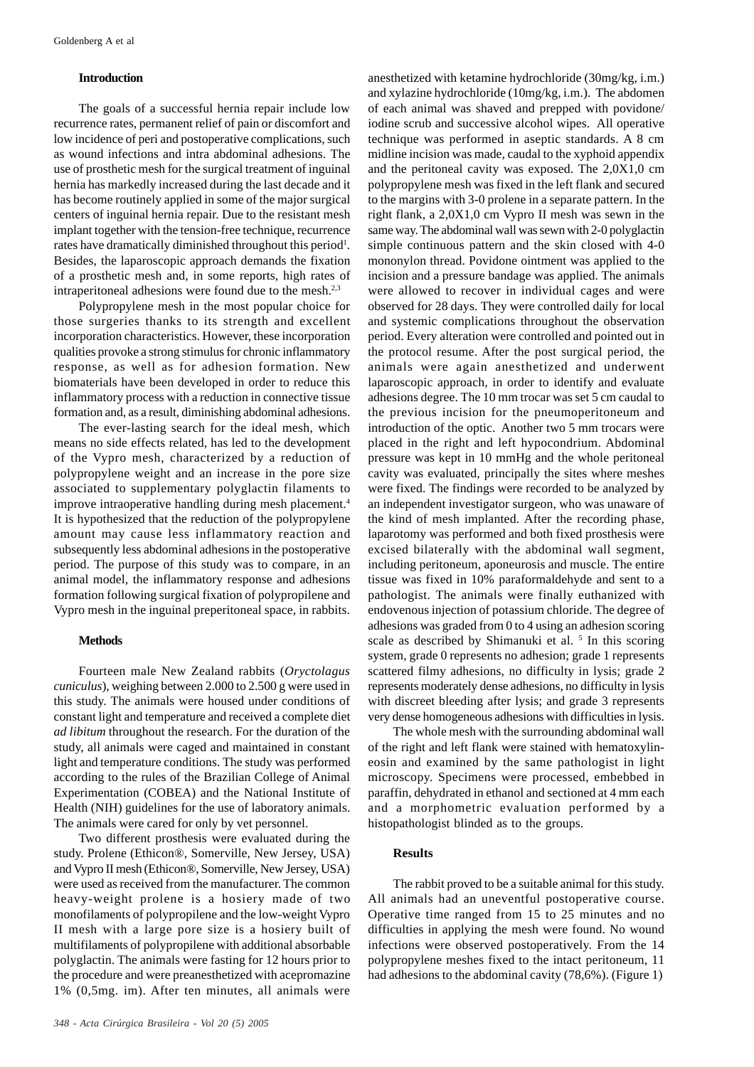## Introduction

The goals of a successful hernia repair include low recurrence rates, permanent relief of pain or discomfort and low incidence of peri and postoperative complications, such as wound infections and intra abdominal adhesions. The use of prosthetic mesh for the surgical treatment of inguinal hernia has markedly increased during the last decade and it has become routinely applied in some of the major surgical centers of inguinal hernia repair. Due to the resistant mesh implant together with the tension-free technique, recurrence rates have dramatically diminished throughout this period[1]. Besides, the laparoscopic approach demands the fixation of a prosthetic mesh and, in some reports, high rates of intraperitoneal adhesions were found due to the mesh.[2,3]

Polypropylene mesh in the most popular choice for those surgeries thanks to its strength and excellent incorporation characteristics. However, these incorporation qualities provoke a strong stimulus for chronic inflammatory response, as well as for adhesion formation. New biomaterials have been developed in order to reduce this inflammatory process with a reduction in connective tissue formation and, as a result, diminishing abdominal adhesions.

The ever-lasting search for the ideal mesh, which means no side effects related, has led to the development of the Vypro mesh, characterized by a reduction of polypropylene weight and an increase in the pore size associated to supplementary polyglactin filaments to improve intraoperative handling during mesh placement.[4] It is hypothesized that the reduction of the polypropylene amount may cause less inflammatory reaction and subsequently less abdominal adhesions in the postoperative period. The purpose of this study was to compare, in an animal model, the inflammatory response and adhesions formation following surgical fixation of polypropilene and Vypro mesh in the inguinal preperitoneal space, in rabbits.

## Methods

Fourteen male New Zealand rabbits (*Oryctolagus cuniculus*), weighing between 2.000 to 2.500 g were used in this study. The animals were housed under conditions of constant light and temperature and received a complete diet *ad libitum* throughout the research. For the duration of the study, all animals were caged and maintained in constant light and temperature conditions. The study was performed according to the rules of the Brazilian College of Animal Experimentation (COBEA) and the National Institute of Health (NIH) guidelines for the use of laboratory animals. The animals were cared for only by vet personnel.

Two different prosthesis were evaluated during the study. Prolene (Ethicon®, Somerville, New Jersey, USA) and Vypro II mesh (Ethicon®, Somerville, New Jersey, USA) were used as received from the manufacturer. The common heavy-weight prolene is a hosiery made of two monofilaments of polypropilene and the low-weight Vypro II mesh with a large pore size is a hosiery built of multifilaments of polypropilene with additional absorbable polyglactin. The animals were fasting for 12 hours prior to the procedure and were preanesthetized with acepromazine 1% (0,5mg. im). After ten minutes, all animals were anesthetized with ketamine hydrochloride (30mg/kg, i.m.) and xylazine hydrochloride (10mg/kg, i.m.). The abdomen of each animal was shaved and prepped with povidone/iodine scrub and successive alcohol wipes. All operative technique was performed in aseptic standards. A 8 cm midline incision was made, caudal to the xyphoid appendix and the peritoneal cavity was exposed. The 2,0X1,0 cm polypropylene mesh was fixed in the left flank and secured to the margins with 3-0 prolene in a separate pattern. In the right flank, a 2,0X1,0 cm Vypro II mesh was sewn in the same way. The abdominal wall was sewn with 2-0 polyglactin simple continuous pattern and the skin closed with 4-0 mononylon thread. Povidone ointment was applied to the incision and a pressure bandage was applied. The animals were allowed to recover in individual cages and were observed for 28 days. They were controlled daily for local and systemic complications throughout the observation period. Every alteration were controlled and pointed out in the protocol resume. After the post surgical period, the animals were again anesthetized and underwent laparoscopic approach, in order to identify and evaluate adhesions degree. The 10 mm trocar was set 5 cm caudal to the previous incision for the pneumoperitoneum and introduction of the optic. Another two 5 mm trocars were placed in the right and left hypocondrium. Abdominal pressure was kept in 10 mmHg and the whole peritoneal cavity was evaluated, principally the sites where meshes were fixed. The findings were recorded to be analyzed by an independent investigator surgeon, who was unaware of the kind of mesh implanted. After the recording phase, laparotomy was performed and both fixed prosthesis were excised bilaterally with the abdominal wall segment, including peritoneum, aponeurosis and muscle. The entire tissue was fixed in 10% paraformaldehyde and sent to a pathologist. The animals were finally euthanized with endovenous injection of potassium chloride. The degree of adhesions was graded from 0 to 4 using an adhesion scoring scale as described by Shimanuki et al. [5] In this scoring system, grade 0 represents no adhesion; grade 1 represents scattered filmy adhesions, no difficulty in lysis; grade 2 represents moderately dense adhesions, no difficulty in lysis with discreet bleeding after lysis; and grade 3 represents very dense homogeneous adhesions with difficulties in lysis.

The whole mesh with the surrounding abdominal wall of the right and left flank were stained with hematoxylin-eosin and examined by the same pathologist in light microscopy. Specimens were processed, embebbed in paraffin, dehydrated in ethanol and sectioned at 4 mm each and a morphometric evaluation performed by a histopathologist blinded as to the groups.

## Results

The rabbit proved to be a suitable animal for this study. All animals had an uneventful postoperative course. Operative time ranged from 15 to 25 minutes and no difficulties in applying the mesh were found. No wound infections were observed postoperatively. From the 14 polypropylene meshes fixed to the intact peritoneum, 11 had adhesions to the abdominal cavity (78,6%). (Figure 1)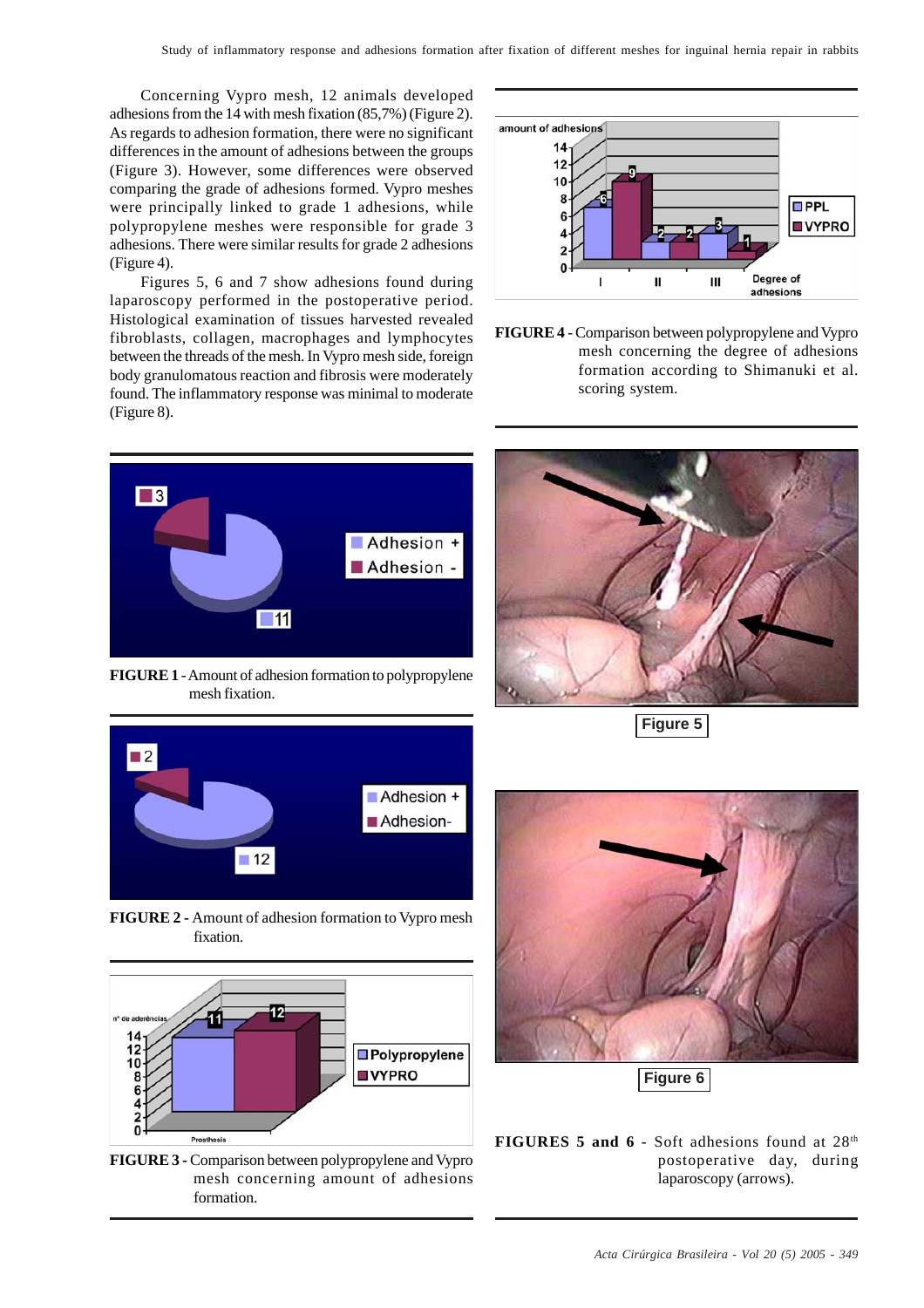Concerning Vypro mesh, 12 animals developed adhesions from the 14 with mesh fixation (85,7%) (Figure 2). As regards to adhesion formation, there were no significant differences in the amount of adhesions between the groups (Figure 3). However, some differences were observed comparing the grade of adhesions formed. Vypro meshes were principally linked to grade 1 adhesions, while polypropylene meshes were responsible for grade 3 adhesions. There were similar results for grade 2 adhesions (Figure 4).

Figures 5, 6 and 7 show adhesions found during laparoscopy performed in the postoperative period. Histological examination of tissues harvested revealed fibroblasts, collagen, macrophages and lymphocytes between the threads of the mesh. In Vypro mesh side, foreign body granulomatous reaction and fibrosis were moderately found. The inflammatory response was minimal to moderate (Figure 8).

**FIGURE 4** - Comparison between polypropylene and Vypro mesh concerning the degree of adhesions formation according to Shimanuki et al. scoring system.

**FIGURE 1** - Amount of adhesion formation to polypropylene mesh fixation.

**FIGURE 2** - Amount of adhesion formation to Vypro mesh fixation.

**FIGURE 3** - Comparison between polypropylene and Vypro mesh concerning amount of adhesions formation.

Figure 5

Figure 6

**FIGURES 5 and 6** - Soft adhesions found at 28th postoperative day, during laparoscopy (arrows).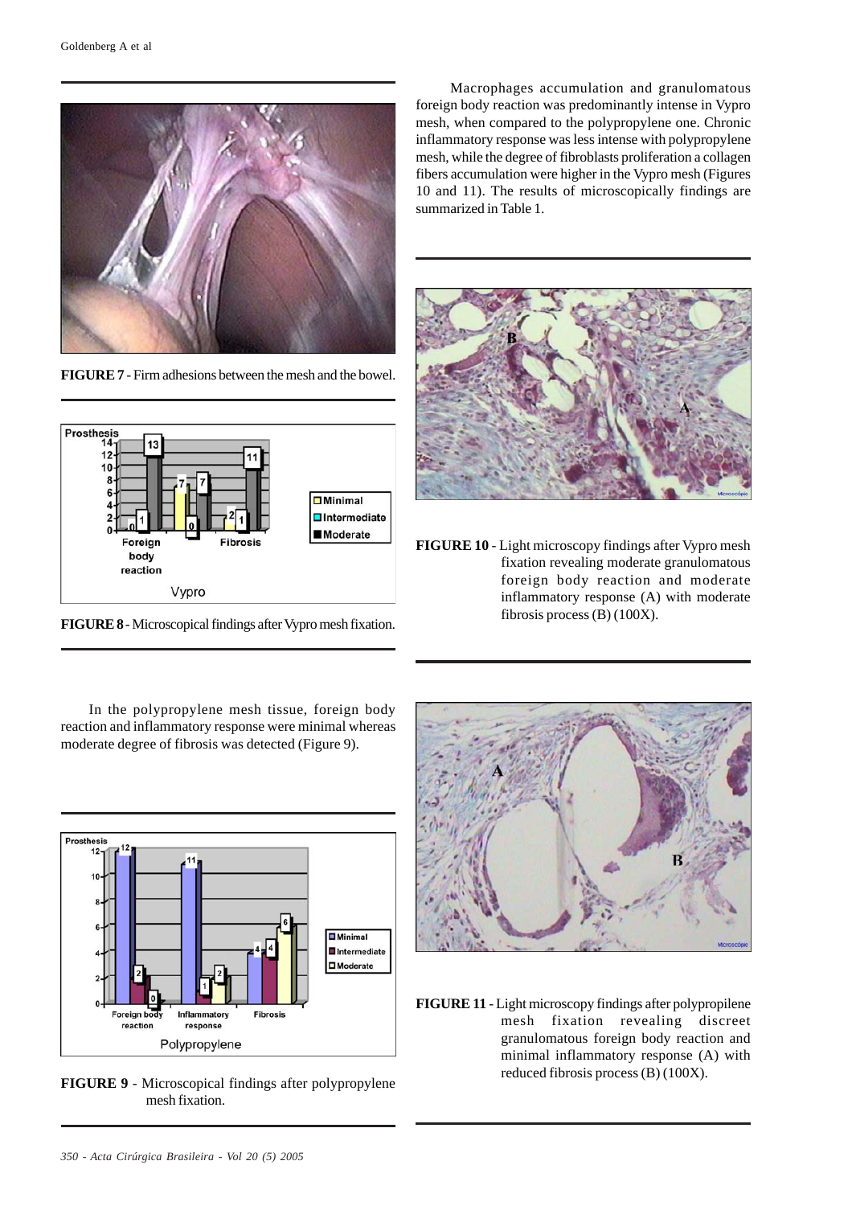FIGURE 7 - Firm adhesions between the mesh and the bowel.

FIGURE 8 - Microscopical findings after Vypro mesh fixation.

In the polypropylene mesh tissue, foreign body reaction and inflammatory response were minimal whereas moderate degree of fibrosis was detected (Figure 9).

FIGURE 9 - Microscopical findings after polypropylene mesh fixation.

Macrophages accumulation and granulomatous foreign body reaction was predominantly intense in Vypro mesh, when compared to the polypropylene one. Chronic inflammatory response was less intense with polypropylene mesh, while the degree of fibroblasts proliferation a collagen fibers accumulation were higher in the Vypro mesh (Figures 10 and 11). The results of microscopically findings are summarized in Table 1.

FIGURE 10 - Light microscopy findings after Vypro mesh fixation revealing moderate granulomatous foreign body reaction and moderate inflammatory response (A) with moderate fibrosis process (B) (100X).

FIGURE 11 - Light microscopy findings after polypropilene mesh fixation revealing discreet granulomatous foreign body reaction and minimal inflammatory response (A) with reduced fibrosis process (B) (100X).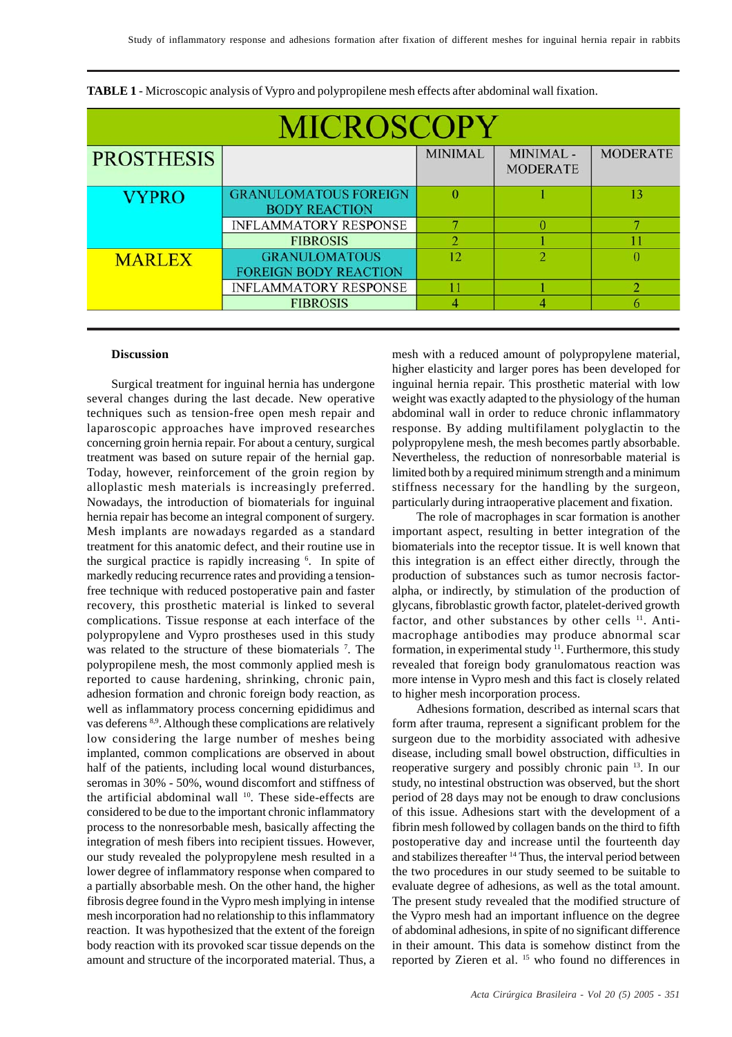**TABLE 1** - Microscopic analysis of Vypro and polypropilene mesh effects after abdominal wall fixation.

| MICROSCOPY | | | | |
|---|---|---|---|---|
| PROSTHESIS | | MINIMAL | MINIMAL - MODERATE | MODERATE |
| VYPRO | GRANULOMATOUS FOREIGN BODY REACTION | 0 | 1 | 13 |
| | INFLAMMATORY RESPONSE | 7 | 0 | 7 |
| | FIBROSIS | 2 | 1 | 11 |
| MARLEX | GRANULOMATOUS FOREIGN BODY REACTION | 12 | 2 | 0 |
| | INFLAMMATORY RESPONSE | 11 | 1 | 2 |
| | FIBROSIS | 4 | 4 | 6 |

### Discussion

Surgical treatment for inguinal hernia has undergone several changes during the last decade. New operative techniques such as tension-free open mesh repair and laparoscopic approaches have improved researches concerning groin hernia repair. For about a century, surgical treatment was based on suture repair of the hernial gap. Today, however, reinforcement of the groin region by alloplastic mesh materials is increasingly preferred. Nowadays, the introduction of biomaterials for inguinal hernia repair has become an integral component of surgery. Mesh implants are nowadays regarded as a standard treatment for this anatomic defect, and their routine use in the surgical practice is rapidly increasing [6]. In spite of markedly reducing recurrence rates and providing a tension-free technique with reduced postoperative pain and faster recovery, this prosthetic material is linked to several complications. Tissue response at each interface of the polypropylene and Vypro prostheses used in this study was related to the structure of these biomaterials [7]. The polypropilene mesh, the most commonly applied mesh is reported to cause hardening, shrinking, chronic pain, adhesion formation and chronic foreign body reaction, as well as inflammatory process concerning epididimus and vas deferens [8,9]. Although these complications are relatively low considering the large number of meshes being implanted, common complications are observed in about half of the patients, including local wound disturbances, seromas in 30% - 50%, wound discomfort and stiffness of the artificial abdominal wall [10]. These side-effects are considered to be due to the important chronic inflammatory process to the nonresorbable mesh, basically affecting the integration of mesh fibers into recipient tissues. However, our study revealed the polypropilene mesh resulted in a lower degree of inflammatory response when compared to a partially absorbable mesh. On the other hand, the higher fibrosis degree found in the Vypro mesh implying in intense mesh incorporation had no relationship to this inflammatory reaction. It was hypothesized that the extent of the foreign body reaction with its provoked scar tissue depends on the amount and structure of the incorporated material. Thus, a mesh with a reduced amount of polypropylene material, higher elasticity and larger pores has been developed for inguinal hernia repair. This prosthetic material with low weight was exactly adapted to the physiology of the human abdominal wall in order to reduce chronic inflammatory response. By adding multifilament polyglactin to the polypropylene mesh, the mesh becomes partly absorbable. Nevertheless, the reduction of nonresorbable material is limited both by a required minimum strength and a minimum stiffness necessary for the handling by the surgeon, particularly during intraoperative placement and fixation.

The role of macrophages in scar formation is another important aspect, resulting in better integration of the biomaterials into the receptor tissue. It is well known that this integration is an effect either directly, through the production of substances such as tumor necrosis factor-alpha, or indirectly, by stimulation of the production of glycans, fibroblastic growth factor, platelet-derived growth factor, and other substances by other cells [11]. Anti-macrophage antibodies may produce abnormal scar formation, in experimental study [11]. Furthermore, this study revealed that foreign body granulomatous reaction was more intense in Vypro mesh and this fact is closely related to higher mesh incorporation process.

Adhesions formation, described as internal scars that form after trauma, represent a significant problem for the surgeon due to the morbidity associated with adhesive disease, including small bowel obstruction, difficulties in reoperative surgery and possibly chronic pain [13]. In our study, no intestinal obstruction was observed, but the short period of 28 days may not be enough to draw conclusions of this issue. Adhesions start with the development of a fibrin mesh followed by collagen bands on the third to fifth postoperative day and increase until the fourteenth day and stabilizes thereafter [14] Thus, the interval period between the two procedures in our study seemed to be suitable to evaluate degree of adhesions, as well as the total amount. The present study revealed that the modified structure of the Vypro mesh had an important influence on the degree of abdominal adhesions, in spite of no significant difference in their amount. This data is somehow distinct from the reported by Zieren et al. [15] who found no differences in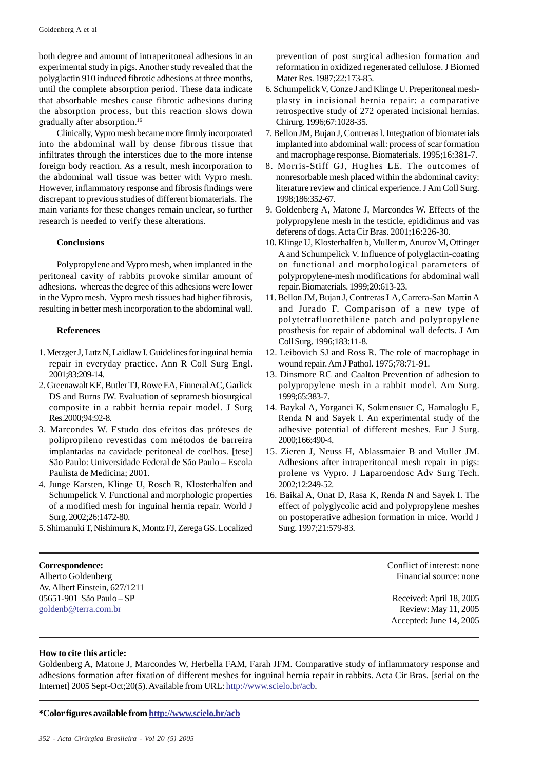both degree and amount of intraperitoneal adhesions in an experimental study in pigs. Another study revealed that the polyglactin 910 induced fibrotic adhesions at three months, until the complete absorption period. These data indicate that absorbable meshes cause fibrotic adhesions during the absorption process, but this reaction slows down gradually after absorption.[16]

Clinically, Vypro mesh became more firmly incorporated into the abdominal wall by dense fibrous tissue that infiltrates through the interstices due to the more intense foreign body reaction. As a result, mesh incorporation to the abdominal wall tissue was better with Vypro mesh. However, inflammatory response and fibrosis findings were discrepant to previous studies of different biomaterials. The main variants for these changes remain unclear, so further research is needed to verify these alterations.

### Conclusions

Polypropylene and Vypro mesh, when implanted in the peritoneal cavity of rabbits provoke similar amount of adhesions. whereas the degree of this adhesions were lower in the Vypro mesh. Vypro mesh tissues had higher fibrosis, resulting in better mesh incorporation to the abdominal wall.

### References

1. Metzger J, Lutz N, Laidlaw I. Guidelines for inguinal hernia repair in everyday practice. Ann R Coll Surg Engl. 2001;83:209-14.
2. Greenawalt KE, Butler TJ, Rowe EA, Finneral AC, Garlick DS and Burns JW. Evaluation of sepramesh biosurgical composite in a rabbit hernia repair model. J Surg Res.2000;94:92-8.
3. Marcondes W. Estudo dos efeitos das próteses de polipropileno revestidas com métodos de barreira implantadas na cavidade peritoneal de coelhos. [tese] São Paulo: Universidade Federal de São Paulo – Escola Paulista de Medicina; 2001.
4. Junge Karsten, Klinge U, Rosch R, Klosterhalfen and Schumpelick V. Functional and morphologic properties of a modified mesh for inguinal hernia repair. World J Surg. 2002;26:1472-80.
5. Shimanuki T, Nishimura K, Montz FJ, Zerega GS. Localized prevention of post surgical adhesion formation and reformation in oxidized regenerated cellulose. J Biomed Mater Res. 1987;22:173-85.
6. Schumpelick V, Conze J and Klinge U. Preperitoneal mesh-plasty in incisional hernia repair: a comparative retrospective study of 272 operated incisional hernias. Chirurg. 1996;67:1028-35.
7. Bellon JM, Bujan J, Contreras l. Integration of biomaterials implanted into abdominal wall: process of scar formation and macrophage response. Biomaterials. 1995;16:381-7.
8. Morris-Stiff GJ, Hughes LE. The outcomes of nonresorbable mesh placed within the abdominal cavity: literature review and clinical experience. J Am Coll Surg. 1998;186:352-67.
9. Goldenberg A, Matone J, Marcondes W. Effects of the polypropylene mesh in the testicle, epididimus and vas deferens of dogs. Acta Cir Bras. 2001;16:226-30.
10. Klinge U, Klosterhalfen b, Muller m, Anurov M, Ottinger A and Schumpelick V. Influence of polyglactin-coating on functional and morphological parameters of polypropylene-mesh modifications for abdominal wall repair. Biomaterials. 1999;20:613-23.
11. Bellon JM, Bujan J, Contreras LA, Carrera-San Martin A and Jurado F. Comparison of a new type of polytetrafluorethilene patch and polypropylene prosthesis for repair of abdominal wall defects. J Am Coll Surg. 1996;183:11-8.
12. Leibovich SJ and Ross R. The role of macrophage in wound repair. Am J Pathol. 1975;78:71-91.
13. Dinsmore RC and Caalton Prevention of adhesion to polypropylene mesh in a rabbit model. Am Surg. 1999;65:383-7.
14. Baykal A, Yorganci K, Sokmensuer C, Hamaloglu E, Renda N and Sayek I. An experimental study of the adhesive potential of different meshes. Eur J Surg. 2000;166:490-4.
15. Zieren J, Neuss H, Ablassmaier B and Muller JM. Adhesions after intraperitoneal mesh repair in pigs: prolene vs Vypro. J Laparoendosc Adv Surg Tech. 2002;12:249-52.
16. Baikal A, Onat D, Rasa K, Renda N and Sayek I. The effect of polyglycolic acid and polypropylene meshes on postoperative adhesion formation in mice. World J Surg. 1997;21:579-83.

**Correspondence:**
Alberto Goldenberg
Av. Albert Einstein, 627/1211
05651-901 São Paulo – SP
goldenb@terra.com.br

Conflict of interest: none
Financial source: none

Received: April 18, 2005
Review: May 11, 2005
Accepted: June 14, 2005

**How to cite this article:**
Goldenberg A, Matone J, Marcondes W, Herbella FAM, Farah JFM. Comparative study of inflammatory response and adhesions formation after fixation of different meshes for inguinal hernia repair in rabbits. Acta Cir Bras. [serial on the Internet] 2005 Sept-Oct;20(5). Available from URL: http://www.scielo.br/acb.

**\*Color figures available from http://www.scielo.br/acb**